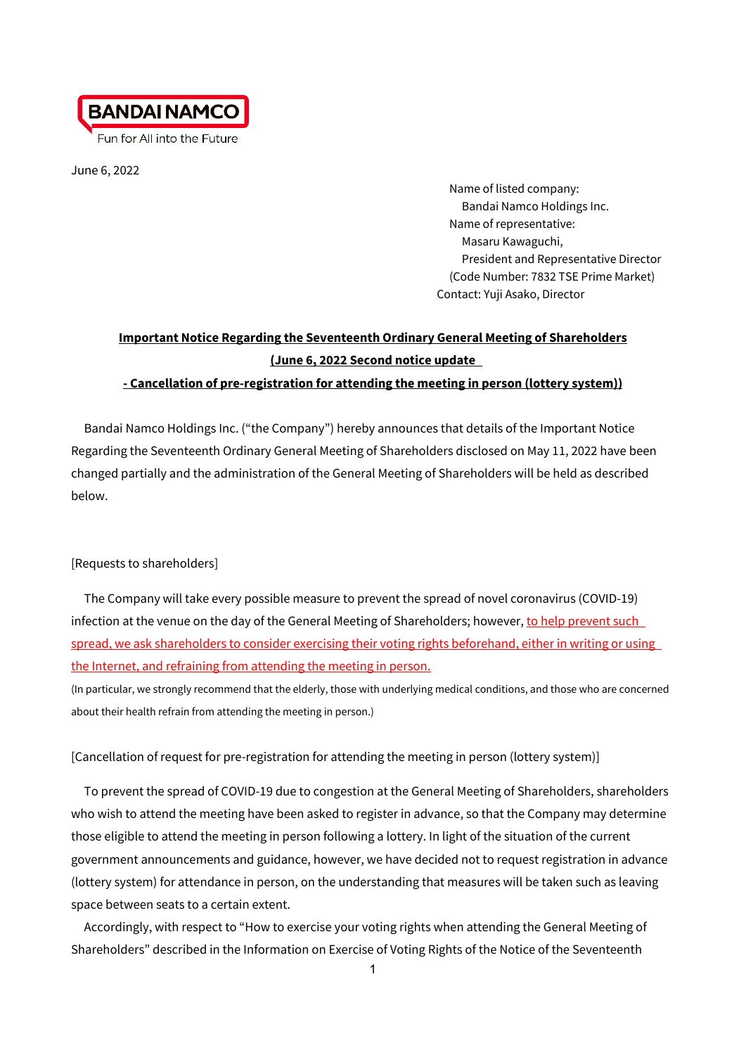BANDAI NAMCO

Fun for All into the Future

June 6, 2022

Name of listed company:
Bandai Namco Holdings Inc.
Name of representative:
Masaru Kawaguchi,
President and Representative Director
(Code Number: 7832 TSE Prime Market)
Contact: Yuji Asako, Director

**Important Notice Regarding the Seventeenth Ordinary General Meeting of Shareholders (June 6, 2022 Second notice update - Cancellation of pre-registration for attending the meeting in person (lottery system))**

Bandai Namco Holdings Inc. ("the Company") hereby announces that details of the Important Notice Regarding the Seventeenth Ordinary General Meeting of Shareholders disclosed on May 11, 2022 have been changed partially and the administration of the General Meeting of Shareholders will be held as described below.

[Requests to shareholders]

The Company will take every possible measure to prevent the spread of novel coronavirus (COVID-19) infection at the venue on the day of the General Meeting of Shareholders; however, to help prevent such spread, we ask shareholders to consider exercising their voting rights beforehand, either in writing or using the Internet, and refraining from attending the meeting in person.

(In particular, we strongly recommend that the elderly, those with underlying medical conditions, and those who are concerned about their health refrain from attending the meeting in person.)

[Cancellation of request for pre-registration for attending the meeting in person (lottery system)]

To prevent the spread of COVID-19 due to congestion at the General Meeting of Shareholders, shareholders who wish to attend the meeting have been asked to register in advance, so that the Company may determine those eligible to attend the meeting in person following a lottery. In light of the situation of the current government announcements and guidance, however, we have decided not to request registration in advance (lottery system) for attendance in person, on the understanding that measures will be taken such as leaving space between seats to a certain extent.

Accordingly, with respect to "How to exercise your voting rights when attending the General Meeting of Shareholders" described in the Information on Exercise of Voting Rights of the Notice of the Seventeenth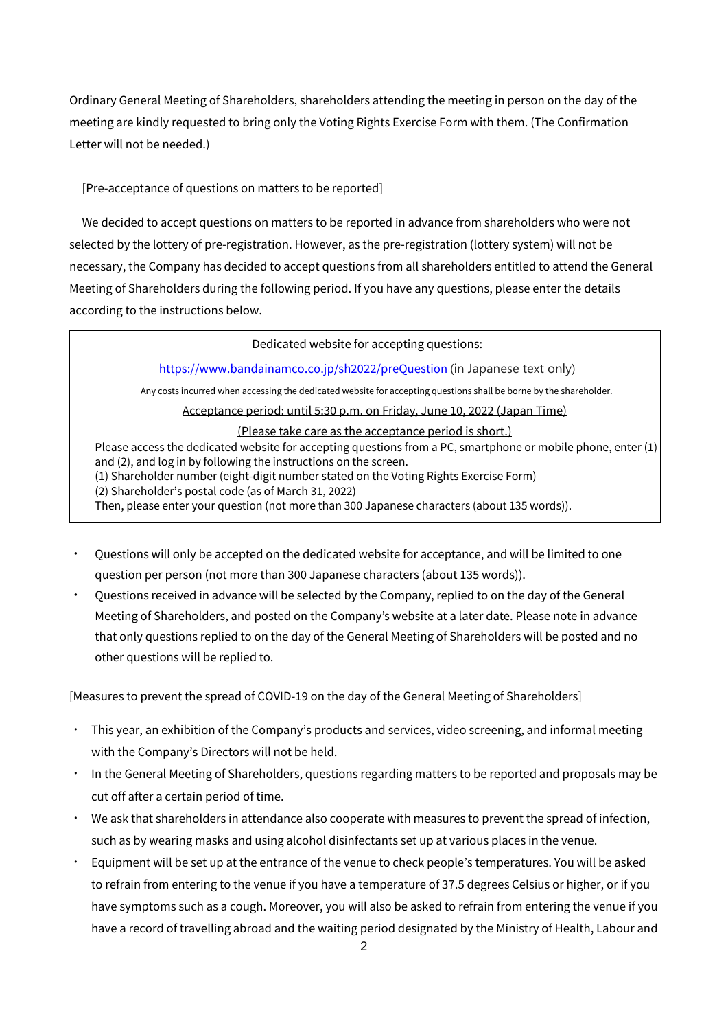Ordinary General Meeting of Shareholders, shareholders attending the meeting in person on the day of the meeting are kindly requested to bring only the Voting Rights Exercise Form with them. (The Confirmation Letter will not be needed.)

[Pre-acceptance of questions on matters to be reported]

We decided to accept questions on matters to be reported in advance from shareholders who were not selected by the lottery of pre-registration. However, as the pre-registration (lottery system) will not be necessary, the Company has decided to accept questions from all shareholders entitled to attend the General Meeting of Shareholders during the following period. If you have any questions, please enter the details according to the instructions below.

> Dedicated website for accepting questions:
>
> https://www.bandainamco.co.jp/sh2022/preQuestion (in Japanese text only)
>
> Any costs incurred when accessing the dedicated website for accepting questions shall be borne by the shareholder.
>
> Acceptance period: until 5:30 p.m. on Friday, June 10, 2022 (Japan Time)
>
> (Please take care as the acceptance period is short.)
>
> Please access the dedicated website for accepting questions from a PC, smartphone or mobile phone, enter (1) and (2), and log in by following the instructions on the screen.
> (1) Shareholder number (eight-digit number stated on the Voting Rights Exercise Form)
> (2) Shareholder's postal code (as of March 31, 2022)
> Then, please enter your question (not more than 300 Japanese characters (about 135 words)).

- Questions will only be accepted on the dedicated website for acceptance, and will be limited to one question per person (not more than 300 Japanese characters (about 135 words)).
- Questions received in advance will be selected by the Company, replied to on the day of the General Meeting of Shareholders, and posted on the Company's website at a later date. Please note in advance that only questions replied to on the day of the General Meeting of Shareholders will be posted and no other questions will be replied to.

[Measures to prevent the spread of COVID-19 on the day of the General Meeting of Shareholders]

- This year, an exhibition of the Company's products and services, video screening, and informal meeting with the Company's Directors will not be held.
- In the General Meeting of Shareholders, questions regarding matters to be reported and proposals may be cut off after a certain period of time.
- We ask that shareholders in attendance also cooperate with measures to prevent the spread of infection, such as by wearing masks and using alcohol disinfectants set up at various places in the venue.
- Equipment will be set up at the entrance of the venue to check people's temperatures. You will be asked to refrain from entering to the venue if you have a temperature of 37.5 degrees Celsius or higher, or if you have symptoms such as a cough. Moreover, you will also be asked to refrain from entering the venue if you have a record of travelling abroad and the waiting period designated by the Ministry of Health, Labour and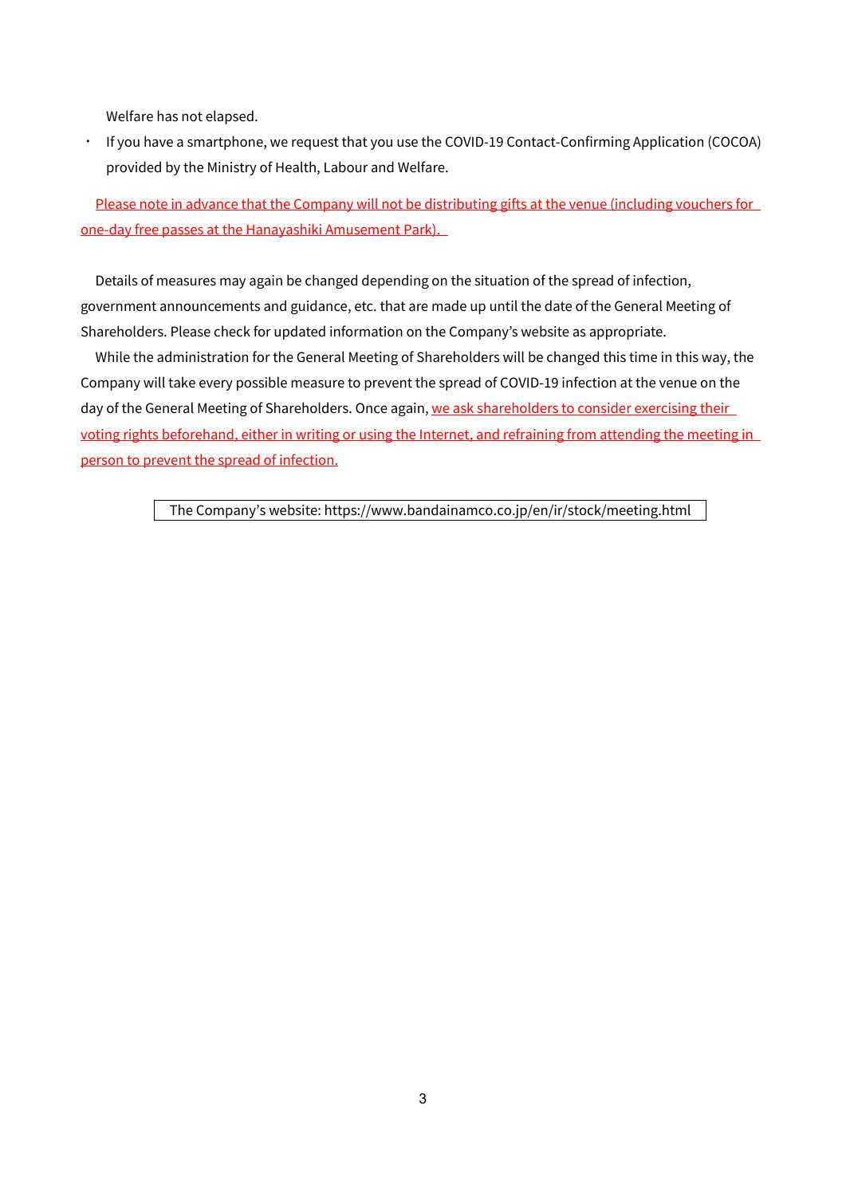Welfare has not elapsed.

- If you have a smartphone, we request that you use the COVID-19 Contact-Confirming Application (COCOA) provided by the Ministry of Health, Labour and Welfare.

Please note in advance that the Company will not be distributing gifts at the venue (including vouchers for one-day free passes at the Hanayashiki Amusement Park).

Details of measures may again be changed depending on the situation of the spread of infection, government announcements and guidance, etc. that are made up until the date of the General Meeting of Shareholders. Please check for updated information on the Company's website as appropriate.

While the administration for the General Meeting of Shareholders will be changed this time in this way, the Company will take every possible measure to prevent the spread of COVID-19 infection at the venue on the day of the General Meeting of Shareholders. Once again, we ask shareholders to consider exercising their voting rights beforehand, either in writing or using the Internet, and refraining from attending the meeting in person to prevent the spread of infection.

| The Company's website: https://www.bandainamco.co.jp/en/ir/stock/meeting.html |
| --- |